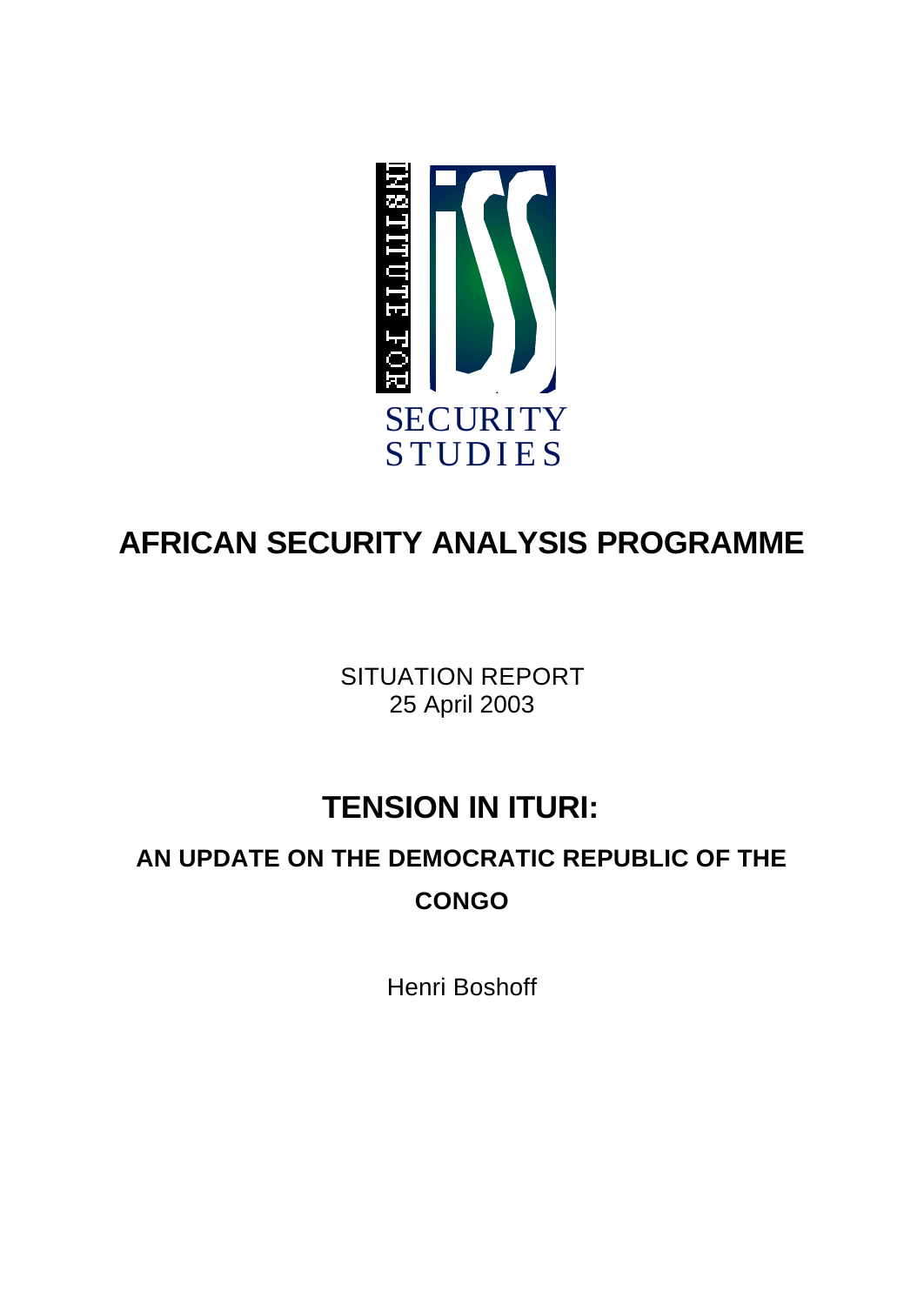INSTITUTE FOR SECURITY STUDIES

# AFRICAN SECURITY ANALYSIS PROGRAMME

SITUATION REPORT
25 April 2003

# TENSION IN ITURI:

## AN UPDATE ON THE DEMOCRATIC REPUBLIC OF THE CONGO

Henri Boshoff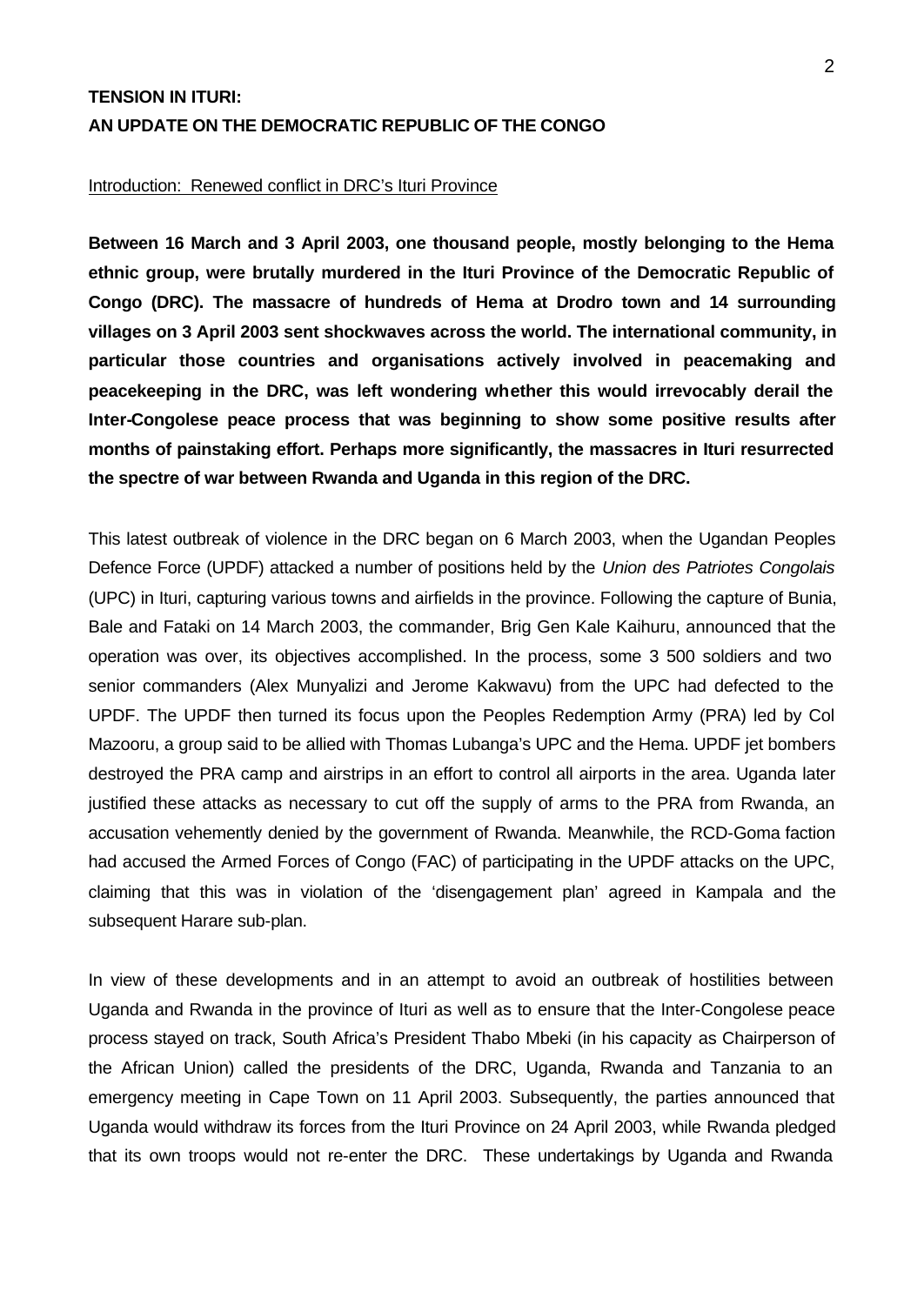**TENSION IN ITURI:**
**AN UPDATE ON THE DEMOCRATIC REPUBLIC OF THE CONGO**

Introduction: Renewed conflict in DRC's Ituri Province

**Between 16 March and 3 April 2003, one thousand people, mostly belonging to the Hema ethnic group, were brutally murdered in the Ituri Province of the Democratic Republic of Congo (DRC). The massacre of hundreds of Hema at Drodro town and 14 surrounding villages on 3 April 2003 sent shockwaves across the world. The international community, in particular those countries and organisations actively involved in peacemaking and peacekeeping in the DRC, was left wondering whether this would irrevocably derail the Inter-Congolese peace process that was beginning to show some positive results after months of painstaking effort. Perhaps more significantly, the massacres in Ituri resurrected the spectre of war between Rwanda and Uganda in this region of the DRC.**

This latest outbreak of violence in the DRC began on 6 March 2003, when the Ugandan Peoples Defence Force (UPDF) attacked a number of positions held by the *Union des Patriotes Congolais* (UPC) in Ituri, capturing various towns and airfields in the province. Following the capture of Bunia, Bale and Fataki on 14 March 2003, the commander, Brig Gen Kale Kaihuru, announced that the operation was over, its objectives accomplished. In the process, some 3 500 soldiers and two senior commanders (Alex Munyalizi and Jerome Kakwavu) from the UPC had defected to the UPDF. The UPDF then turned its focus upon the Peoples Redemption Army (PRA) led by Col Mazooru, a group said to be allied with Thomas Lubanga's UPC and the Hema. UPDF jet bombers destroyed the PRA camp and airstrips in an effort to control all airports in the area. Uganda later justified these attacks as necessary to cut off the supply of arms to the PRA from Rwanda, an accusation vehemently denied by the government of Rwanda. Meanwhile, the RCD-Goma faction had accused the Armed Forces of Congo (FAC) of participating in the UPDF attacks on the UPC, claiming that this was in violation of the 'disengagement plan' agreed in Kampala and the subsequent Harare sub-plan.

In view of these developments and in an attempt to avoid an outbreak of hostilities between Uganda and Rwanda in the province of Ituri as well as to ensure that the Inter-Congolese peace process stayed on track, South Africa's President Thabo Mbeki (in his capacity as Chairperson of the African Union) called the presidents of the DRC, Uganda, Rwanda and Tanzania to an emergency meeting in Cape Town on 11 April 2003. Subsequently, the parties announced that Uganda would withdraw its forces from the Ituri Province on 24 April 2003, while Rwanda pledged that its own troops would not re-enter the DRC. These undertakings by Uganda and Rwanda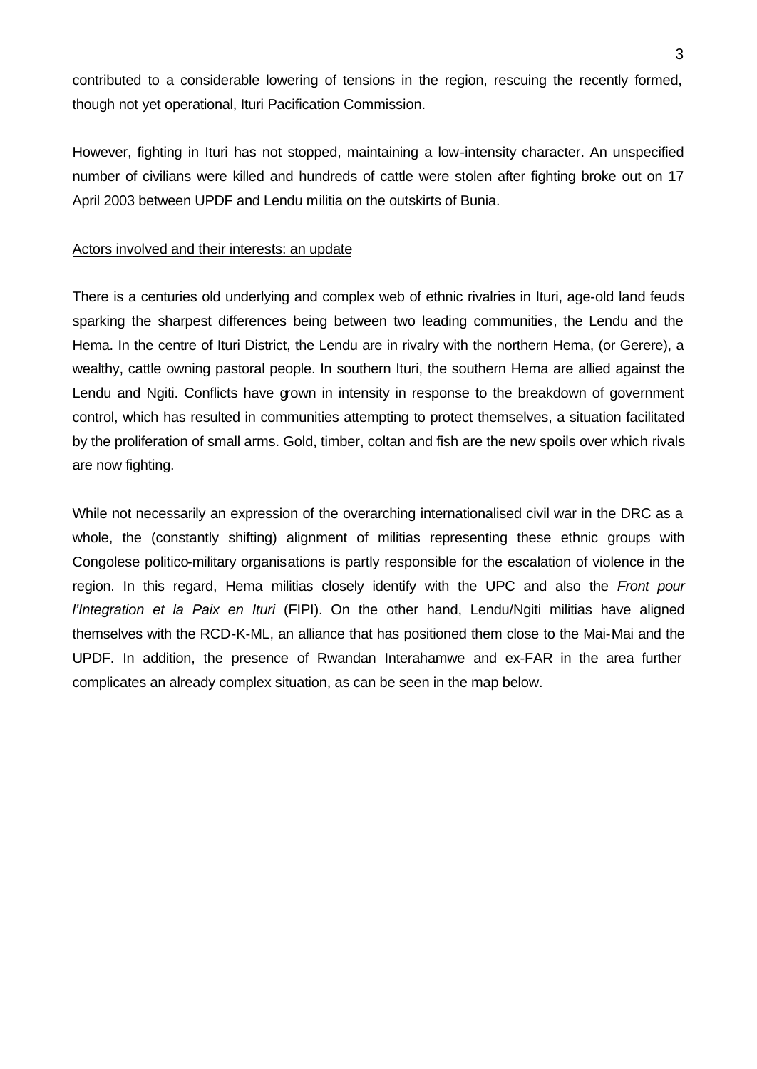contributed to a considerable lowering of tensions in the region, rescuing the recently formed, though not yet operational, Ituri Pacification Commission.

However, fighting in Ituri has not stopped, maintaining a low-intensity character. An unspecified number of civilians were killed and hundreds of cattle were stolen after fighting broke out on 17 April 2003 between UPDF and Lendu militia on the outskirts of Bunia.

<u>Actors involved and their interests: an update</u>

There is a centuries old underlying and complex web of ethnic rivalries in Ituri, age-old land feuds sparking the sharpest differences being between two leading communities, the Lendu and the Hema. In the centre of Ituri District, the Lendu are in rivalry with the northern Hema, (or Gerere), a wealthy, cattle owning pastoral people. In southern Ituri, the southern Hema are allied against the Lendu and Ngiti. Conflicts have grown in intensity in response to the breakdown of government control, which has resulted in communities attempting to protect themselves, a situation facilitated by the proliferation of small arms. Gold, timber, coltan and fish are the new spoils over which rivals are now fighting.

While not necessarily an expression of the overarching internationalised civil war in the DRC as a whole, the (constantly shifting) alignment of militias representing these ethnic groups with Congolese politico-military organisations is partly responsible for the escalation of violence in the region. In this regard, Hema militias closely identify with the UPC and also the *Front pour l'Integration et la Paix en Ituri* (FIPI). On the other hand, Lendu/Ngiti militias have aligned themselves with the RCD-K-ML, an alliance that has positioned them close to the Mai-Mai and the UPDF. In addition, the presence of Rwandan Interahamwe and ex-FAR in the area further complicates an already complex situation, as can be seen in the map below.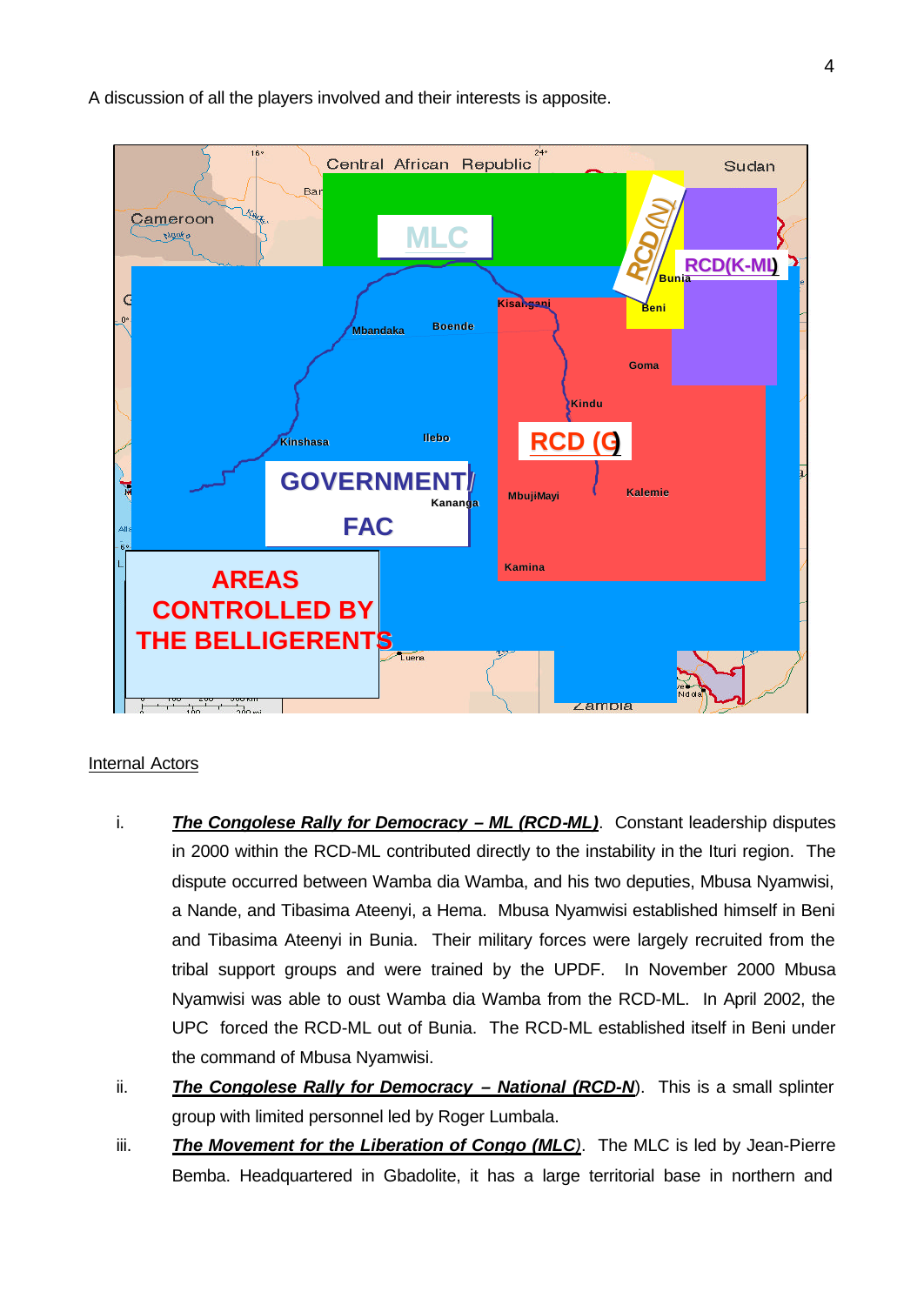A discussion of all the players involved and their interests is apposite.

Internal Actors

i. ***The Congolese Rally for Democracy – ML (RCD-ML)***. Constant leadership disputes in 2000 within the RCD-ML contributed directly to the instability in the Ituri region. The dispute occurred between Wamba dia Wamba, and his two deputies, Mbusa Nyamwisi, a Nande, and Tibasima Ateenyi, a Hema. Mbusa Nyamwisi established himself in Beni and Tibasima Ateenyi in Bunia. Their military forces were largely recruited from the tribal support groups and were trained by the UPDF. In November 2000 Mbusa Nyamwisi was able to oust Wamba dia Wamba from the RCD-ML. In April 2002, the UPC forced the RCD-ML out of Bunia. The RCD-ML established itself in Beni under the command of Mbusa Nyamwisi.

ii. ***The Congolese Rally for Democracy – National (RCD-N)***. This is a small splinter group with limited personnel led by Roger Lumbala.

iii. ***The Movement for the Liberation of Congo (MLC)***. The MLC is led by Jean-Pierre Bemba. Headquartered in Gbadolite, it has a large territorial base in northern and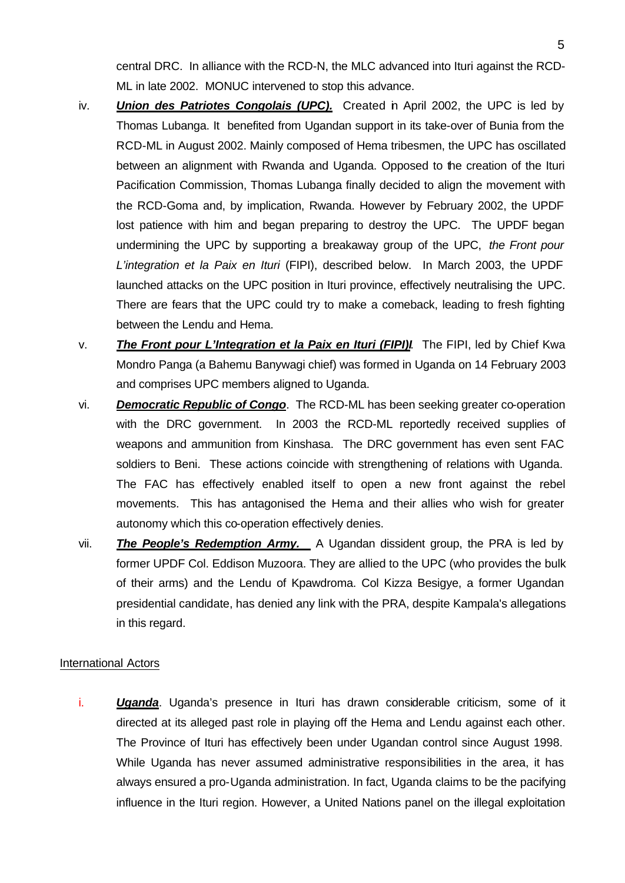central DRC. In alliance with the RCD-N, the MLC advanced into Ituri against the RCD-ML in late 2002. MONUC intervened to stop this advance.

iv. ***Union des Patriotes Congolais (UPC).*** Created in April 2002, the UPC is led by Thomas Lubanga. It benefited from Ugandan support in its take-over of Bunia from the RCD-ML in August 2002. Mainly composed of Hema tribesmen, the UPC has oscillated between an alignment with Rwanda and Uganda. Opposed to the creation of the Ituri Pacification Commission, Thomas Lubanga finally decided to align the movement with the RCD-Goma and, by implication, Rwanda. However by February 2002, the UPDF lost patience with him and began preparing to destroy the UPC. The UPDF began undermining the UPC by supporting a breakaway group of the UPC, *the Front pour L'integration et la Paix en Ituri* (FIPI), described below. In March 2003, the UPDF launched attacks on the UPC position in Ituri province, effectively neutralising the UPC. There are fears that the UPC could try to make a comeback, leading to fresh fighting between the Lendu and Hema.

v. ***The Front pour L'Integration et la Paix en Ituri (FIPI)l***. The FIPI, led by Chief Kwa Mondro Panga (a Bahemu Banywagi chief) was formed in Uganda on 14 February 2003 and comprises UPC members aligned to Uganda.

vi. ***Democratic Republic of Congo***. The RCD-ML has been seeking greater co-operation with the DRC government. In 2003 the RCD-ML reportedly received supplies of weapons and ammunition from Kinshasa. The DRC government has even sent FAC soldiers to Beni. These actions coincide with strengthening of relations with Uganda. The FAC has effectively enabled itself to open a new front against the rebel movements. This has antagonised the Hema and their allies who wish for greater autonomy which this co-operation effectively denies.

vii. ***The People's Redemption Army.*** A Ugandan dissident group, the PRA is led by former UPDF Col. Eddison Muzoora. They are allied to the UPC (who provides the bulk of their arms) and the Lendu of Kpawdroma. Col Kizza Besigye, a former Ugandan presidential candidate, has denied any link with the PRA, despite Kampala's allegations in this regard.

International Actors

i. ***Uganda***. Uganda's presence in Ituri has drawn considerable criticism, some of it directed at its alleged past role in playing off the Hema and Lendu against each other. The Province of Ituri has effectively been under Ugandan control since August 1998. While Uganda has never assumed administrative responsibilities in the area, it has always ensured a pro-Uganda administration. In fact, Uganda claims to be the pacifying influence in the Ituri region. However, a United Nations panel on the illegal exploitation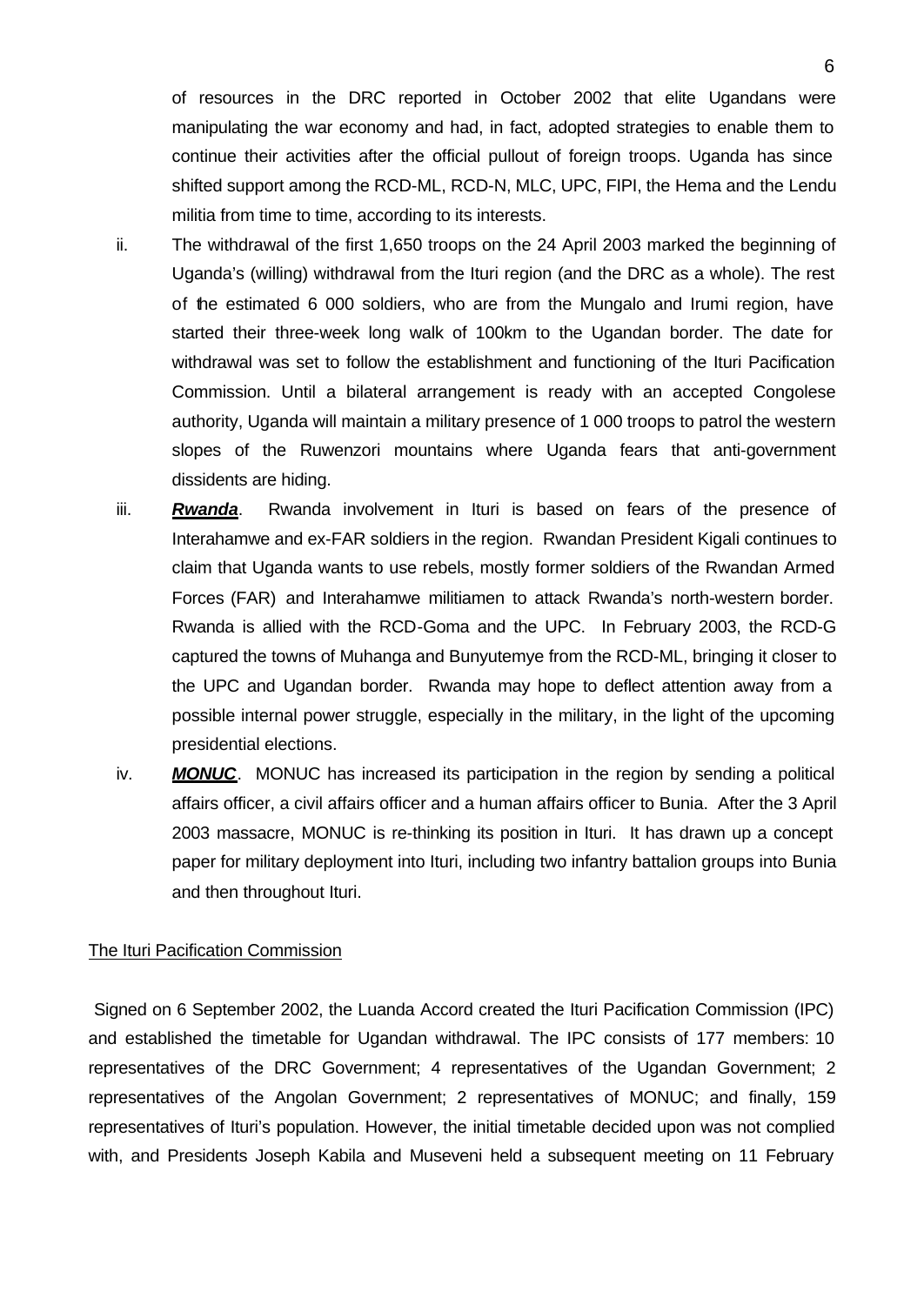of resources in the DRC reported in October 2002 that elite Ugandans were manipulating the war economy and had, in fact, adopted strategies to enable them to continue their activities after the official pullout of foreign troops. Uganda has since shifted support among the RCD-ML, RCD-N, MLC, UPC, FIPI, the Hema and the Lendu militia from time to time, according to its interests.

ii. The withdrawal of the first 1,650 troops on the 24 April 2003 marked the beginning of Uganda's (willing) withdrawal from the Ituri region (and the DRC as a whole). The rest of the estimated 6 000 soldiers, who are from the Mungalo and Irumi region, have started their three-week long walk of 100km to the Ugandan border. The date for withdrawal was set to follow the establishment and functioning of the Ituri Pacification Commission. Until a bilateral arrangement is ready with an accepted Congolese authority, Uganda will maintain a military presence of 1 000 troops to patrol the western slopes of the Ruwenzori mountains where Uganda fears that anti-government dissidents are hiding.

iii. ***Rwanda***. Rwanda involvement in Ituri is based on fears of the presence of Interahamwe and ex-FAR soldiers in the region. Rwandan President Kigali continues to claim that Uganda wants to use rebels, mostly former soldiers of the Rwandan Armed Forces (FAR) and Interahamwe militiamen to attack Rwanda's north-western border. Rwanda is allied with the RCD-Goma and the UPC. In February 2003, the RCD-G captured the towns of Muhanga and Bunyutemye from the RCD-ML, bringing it closer to the UPC and Ugandan border. Rwanda may hope to deflect attention away from a possible internal power struggle, especially in the military, in the light of the upcoming presidential elections.

iv. ***MONUC***. MONUC has increased its participation in the region by sending a political affairs officer, a civil affairs officer and a human affairs officer to Bunia. After the 3 April 2003 massacre, MONUC is re-thinking its position in Ituri. It has drawn up a concept paper for military deployment into Ituri, including two infantry battalion groups into Bunia and then throughout Ituri.

## The Ituri Pacification Commission

Signed on 6 September 2002, the Luanda Accord created the Ituri Pacification Commission (IPC) and established the timetable for Ugandan withdrawal. The IPC consists of 177 members: 10 representatives of the DRC Government; 4 representatives of the Ugandan Government; 2 representatives of the Angolan Government; 2 representatives of MONUC; and finally, 159 representatives of Ituri's population. However, the initial timetable decided upon was not complied with, and Presidents Joseph Kabila and Museveni held a subsequent meeting on 11 February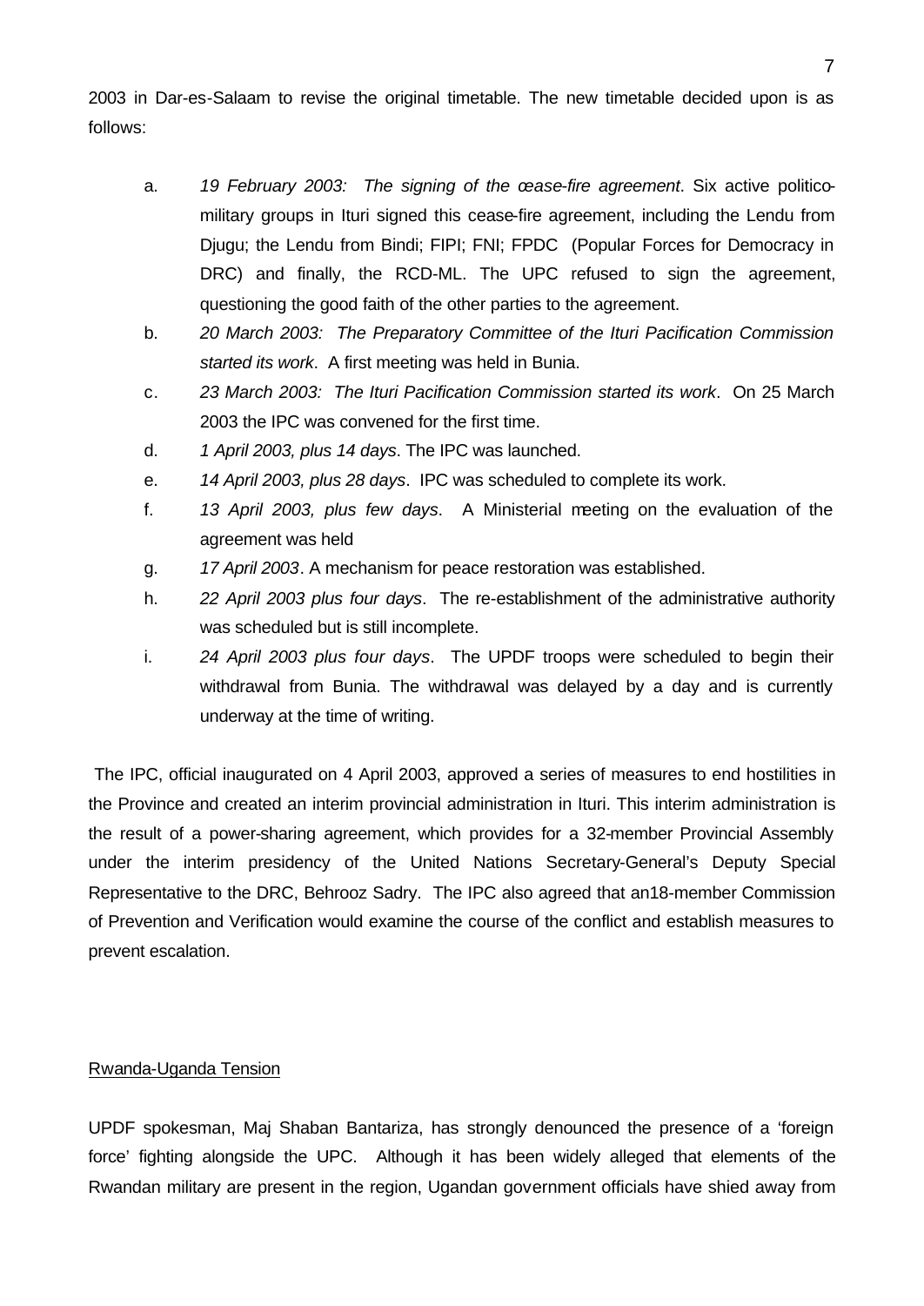2003 in Dar-es-Salaam to revise the original timetable. The new timetable decided upon is as follows:

a. *19 February 2003: The signing of the cease-fire agreement*. Six active politico-military groups in Ituri signed this cease-fire agreement, including the Lendu from Djugu; the Lendu from Bindi; FIPI; FNI; FPDC (Popular Forces for Democracy in DRC) and finally, the RCD-ML. The UPC refused to sign the agreement, questioning the good faith of the other parties to the agreement.

b. *20 March 2003: The Preparatory Committee of the Ituri Pacification Commission started its work*. A first meeting was held in Bunia.

c. *23 March 2003: The Ituri Pacification Commission started its work*. On 25 March 2003 the IPC was convened for the first time.

d. *1 April 2003, plus 14 days*. The IPC was launched.

e. *14 April 2003, plus 28 days*. IPC was scheduled to complete its work.

f. *13 April 2003, plus few days*. A Ministerial meeting on the evaluation of the agreement was held

g. *17 April 2003*. A mechanism for peace restoration was established.

h. *22 April 2003 plus four days*. The re-establishment of the administrative authority was scheduled but is still incomplete.

i. *24 April 2003 plus four days*. The UPDF troops were scheduled to begin their withdrawal from Bunia. The withdrawal was delayed by a day and is currently underway at the time of writing.

The IPC, official inaugurated on 4 April 2003, approved a series of measures to end hostilities in the Province and created an interim provincial administration in Ituri. This interim administration is the result of a power-sharing agreement, which provides for a 32-member Provincial Assembly under the interim presidency of the United Nations Secretary-General's Deputy Special Representative to the DRC, Behrooz Sadry. The IPC also agreed that an18-member Commission of Prevention and Verification would examine the course of the conflict and establish measures to prevent escalation.

## Rwanda-Uganda Tension

UPDF spokesman, Maj Shaban Bantariza, has strongly denounced the presence of a 'foreign force' fighting alongside the UPC. Although it has been widely alleged that elements of the Rwandan military are present in the region, Ugandan government officials have shied away from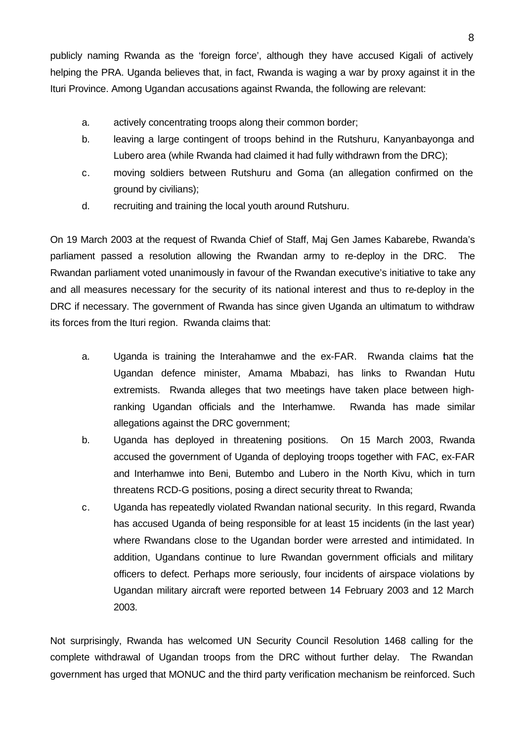publicly naming Rwanda as the 'foreign force', although they have accused Kigali of actively helping the PRA. Uganda believes that, in fact, Rwanda is waging a war by proxy against it in the Ituri Province. Among Ugandan accusations against Rwanda, the following are relevant:

a. actively concentrating troops along their common border;
b. leaving a large contingent of troops behind in the Rutshuru, Kanyanbayonga and Lubero area (while Rwanda had claimed it had fully withdrawn from the DRC);
c. moving soldiers between Rutshuru and Goma (an allegation confirmed on the ground by civilians);
d. recruiting and training the local youth around Rutshuru.

On 19 March 2003 at the request of Rwanda Chief of Staff, Maj Gen James Kabarebe, Rwanda's parliament passed a resolution allowing the Rwandan army to re-deploy in the DRC. The Rwandan parliament voted unanimously in favour of the Rwandan executive's initiative to take any and all measures necessary for the security of its national interest and thus to re-deploy in the DRC if necessary. The government of Rwanda has since given Uganda an ultimatum to withdraw its forces from the Ituri region. Rwanda claims that:

a. Uganda is training the Interahamwe and the ex-FAR. Rwanda claims that the Ugandan defence minister, Amama Mbabazi, has links to Rwandan Hutu extremists. Rwanda alleges that two meetings have taken place between high-ranking Ugandan officials and the Interhamwe. Rwanda has made similar allegations against the DRC government;
b. Uganda has deployed in threatening positions. On 15 March 2003, Rwanda accused the government of Uganda of deploying troops together with FAC, ex-FAR and Interhamwe into Beni, Butembo and Lubero in the North Kivu, which in turn threatens RCD-G positions, posing a direct security threat to Rwanda;
c. Uganda has repeatedly violated Rwandan national security. In this regard, Rwanda has accused Uganda of being responsible for at least 15 incidents (in the last year) where Rwandans close to the Ugandan border were arrested and intimidated. In addition, Ugandans continue to lure Rwandan government officials and military officers to defect. Perhaps more seriously, four incidents of airspace violations by Ugandan military aircraft were reported between 14 February 2003 and 12 March 2003.

Not surprisingly, Rwanda has welcomed UN Security Council Resolution 1468 calling for the complete withdrawal of Ugandan troops from the DRC without further delay. The Rwandan government has urged that MONUC and the third party verification mechanism be reinforced. Such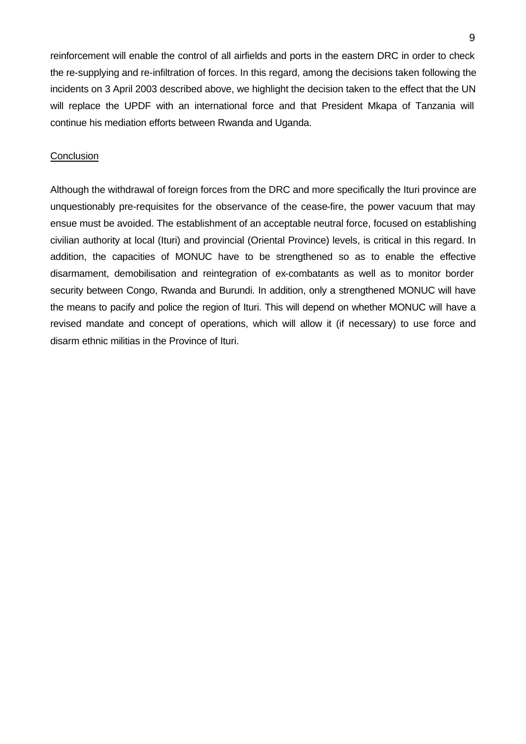reinforcement will enable the control of all airfields and ports in the eastern DRC in order to check the re-supplying and re-infiltration of forces. In this regard, among the decisions taken following the incidents on 3 April 2003 described above, we highlight the decision taken to the effect that the UN will replace the UPDF with an international force and that President Mkapa of Tanzania will continue his mediation efforts between Rwanda and Uganda.

<u>Conclusion</u>

Although the withdrawal of foreign forces from the DRC and more specifically the Ituri province are unquestionably pre-requisites for the observance of the cease-fire, the power vacuum that may ensue must be avoided. The establishment of an acceptable neutral force, focused on establishing civilian authority at local (Ituri) and provincial (Oriental Province) levels, is critical in this regard. In addition, the capacities of MONUC have to be strengthened so as to enable the effective disarmament, demobilisation and reintegration of ex-combatants as well as to monitor border security between Congo, Rwanda and Burundi. In addition, only a strengthened MONUC will have the means to pacify and police the region of Ituri. This will depend on whether MONUC will have a revised mandate and concept of operations, which will allow it (if necessary) to use force and disarm ethnic militias in the Province of Ituri.